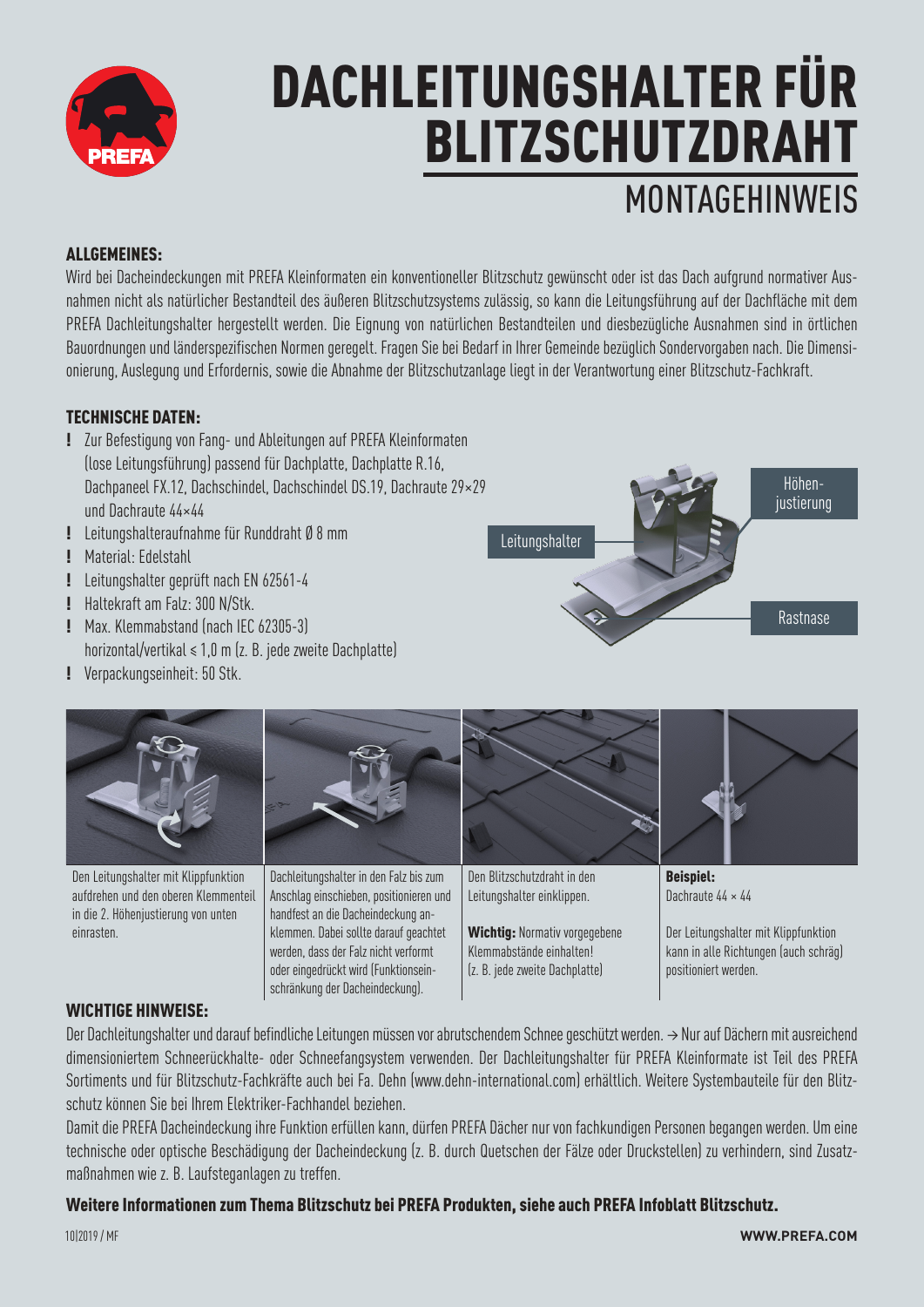# DACHLEITUNGSHALTER FÜR BLITZSCHUTZDRAHT

## MONTAGEHINWEIS

### ALLGEMEINES:

Wird bei Dacheindeckungen mit PREFA Kleinformaten ein konventioneller Blitzschutz gewünscht oder ist das Dach aufgrund normativer Ausnahmen nicht als natürlicher Bestandteil des äußeren Blitzschutzsystems zulässig, so kann die Leitungsführung auf der Dachfläche mit dem PREFA Dachleitungshalter hergestellt werden. Die Eignung von natürlichen Bestandteilen und diesbezügliche Ausnahmen sind in örtlichen Bauordnungen und länderspezifischen Normen geregelt. Fragen Sie bei Bedarf in Ihrer Gemeinde bezüglich Sondervorgaben nach. Die Dimensionierung, Auslegung und Erfordernis, sowie die Abnahme der Blitzschutzanlage liegt in der Verantwortung einer Blitzschutz-Fachkraft.

### TECHNISCHE DATEN:

- Zur Befestigung von Fang- und Ableitungen auf PREFA Kleinformaten (lose Leitungsführung) passend für Dachplatte, Dachplatte R.16, Dachpaneel FX.12, Dachschindel, Dachschindel DS.19, Dachraute 29×29 und Dachraute 44×44
- Leitungshalteraufnahme für Runddraht Ø 8 mm
- Material: Edelstahl
- Leitungshalter geprüft nach EN 62561-4
- Haltekraft am Falz: 300 N/Stk.
- Max. Klemmabstand (nach IEC 62305-3) horizontal/vertikal ≤ 1,0 m (z. B. jede zweite Dachplatte)
- Verpackungseinheit: 50 Stk.

Leitungshalter

Höhenjustierung

Rastnase

Den Leitungshalter mit Klippfunktion aufdrehen und den oberen Klemmenteil in die 2. Höhenjustierung von unten einrasten.

Dachleitungshalter in den Falz bis zum Anschlag einschieben, positionieren und handfest an die Dacheindeckung anklemmen. Dabei sollte darauf geachtet werden, dass der Falz nicht verformt oder eingedrückt wird (Funktionseinschränkung der Dacheindeckung).

Den Blitzschutzdraht in den Leitungshalter einklippen.

**Wichtig:** Normativ vorgegebene Klemmabstände einhalten! (z. B. jede zweite Dachplatte)

**Beispiel:** Dachraute 44 × 44

Der Leitungshalter mit Klippfunktion kann in alle Richtungen (auch schräg) positioniert werden.

### WICHTIGE HINWEISE:

Der Dachleitungshalter und darauf befindliche Leitungen müssen vor abrutschendem Schnee geschützt werden. → Nur auf Dächern mit ausreichend dimensioniertem Schneerückhalte- oder Schneefangsystem verwenden. Der Dachleitungshalter für PREFA Kleinformate ist Teil des PREFA Sortiments und für Blitzschutz-Fachkräfte auch bei Fa. Dehn (www.dehn-international.com) erhältlich. Weitere Systembauteile für den Blitzschutz können Sie bei Ihrem Elektriker-Fachhandel beziehen.

Damit die PREFA Dacheindeckung ihre Funktion erfüllen kann, dürfen PREFA Dächer nur von fachkundigen Personen begangen werden. Um eine technische oder optische Beschädigung der Dacheindeckung (z. B. durch Quetschen der Fälze oder Druckstellen) zu verhindern, sind Zusatzmaßnahmen wie z. B. Laufsteganlagen zu treffen.

**Weitere Informationen zum Thema Blitzschutz bei PREFA Produkten, siehe auch PREFA Infoblatt Blitzschutz.**

10|2019 / MF

**WWW.PREFA.COM**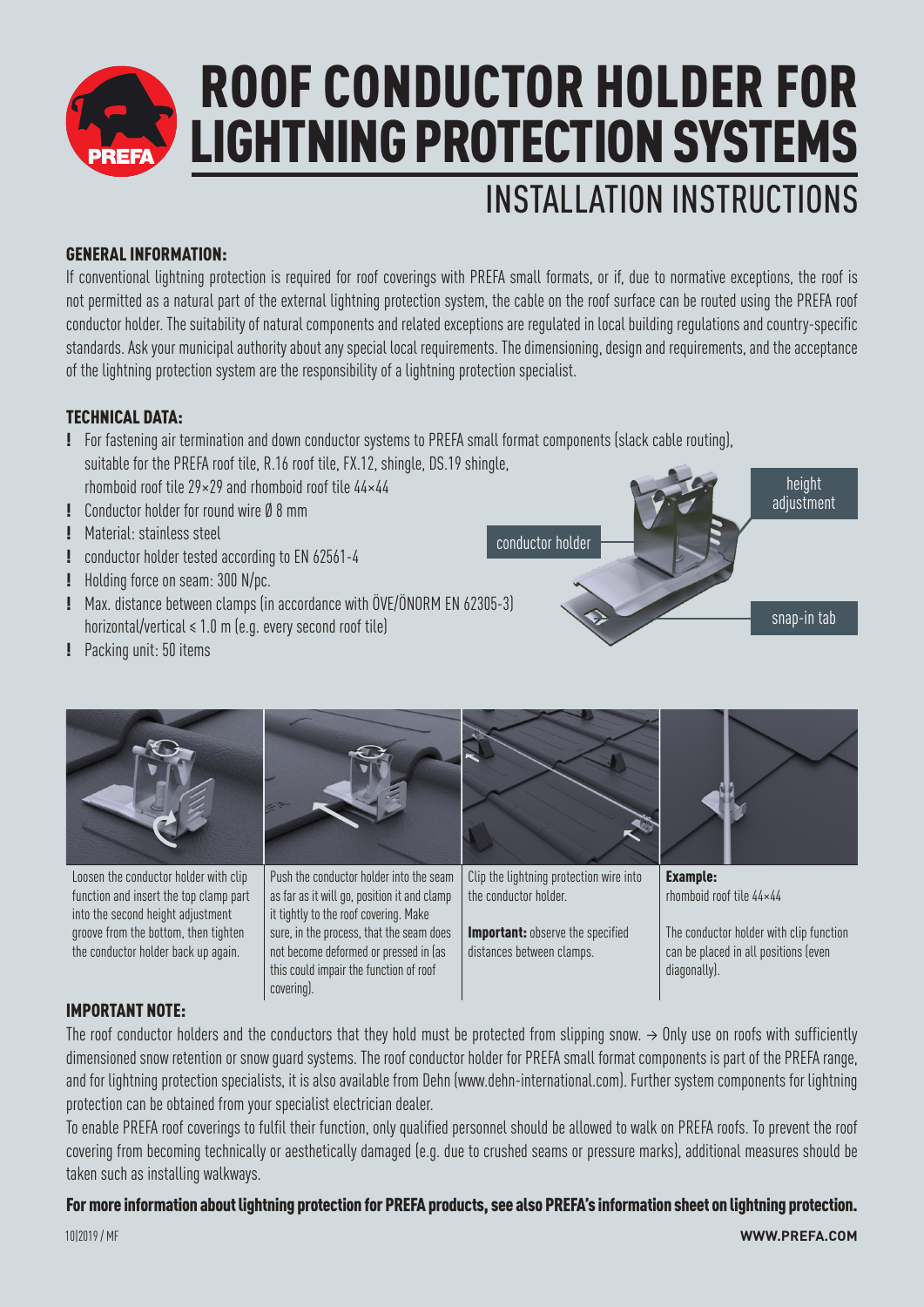# ROOF CONDUCTOR HOLDER FOR LIGHTNING PROTECTION SYSTEMS

## INSTALLATION INSTRUCTIONS

### GENERAL INFORMATION:

If conventional lightning protection is required for roof coverings with PREFA small formats, or if, due to normative exceptions, the roof is not permitted as a natural part of the external lightning protection system, the cable on the roof surface can be routed using the PREFA roof conductor holder. The suitability of natural components and related exceptions are regulated in local building regulations and country-specific standards. Ask your municipal authority about any special local requirements. The dimensioning, design and requirements, and the acceptance of the lightning protection system are the responsibility of a lightning protection specialist.

### TECHNICAL DATA:

- For fastening air termination and down conductor systems to PREFA small format components (slack cable routing), suitable for the PREFA roof tile, R.16 roof tile, FX.12, shingle, DS.19 shingle, rhomboid roof tile 29×29 and rhomboid roof tile 44×44
- Conductor holder for round wire Ø 8 mm
- Material: stainless steel
- conductor holder tested according to EN 62561-4
- Holding force on seam: 300 N/pc.
- Max. distance between clamps (in accordance with ÖVE/ÖNORM EN 62305-3) horizontal/vertical ≤ 1.0 m (e.g. every second roof tile)
- Packing unit: 50 items

conductor holder

height adjustment

snap-in tab

Loosen the conductor holder with clip function and insert the top clamp part into the second height adjustment groove from the bottom, then tighten the conductor holder back up again.

Push the conductor holder into the seam as far as it will go, position it and clamp it tightly to the roof covering. Make sure, in the process, that the seam does not become deformed or pressed in (as this could impair the function of roof covering).

Clip the lightning protection wire into the conductor holder.

**Important:** observe the specified distances between clamps.

**Example:**
rhomboid roof tile 44×44

The conductor holder with clip function can be placed in all positions (even diagonally).

### IMPORTANT NOTE:

The roof conductor holders and the conductors that they hold must be protected from slipping snow. → Only use on roofs with sufficiently dimensioned snow retention or snow guard systems. The roof conductor holder for PREFA small format components is part of the PREFA range, and for lightning protection specialists, it is also available from Dehn (www.dehn-international.com). Further system components for lightning protection can be obtained from your specialist electrician dealer.

To enable PREFA roof coverings to fulfil their function, only qualified personnel should be allowed to walk on PREFA roofs. To prevent the roof covering from becoming technically or aesthetically damaged (e.g. due to crushed seams or pressure marks), additional measures should be taken such as installing walkways.

**For more information about lightning protection for PREFA products, see also PREFA's information sheet on lightning protection.**

10|2019 / MF

**WWW.PREFA.COM**